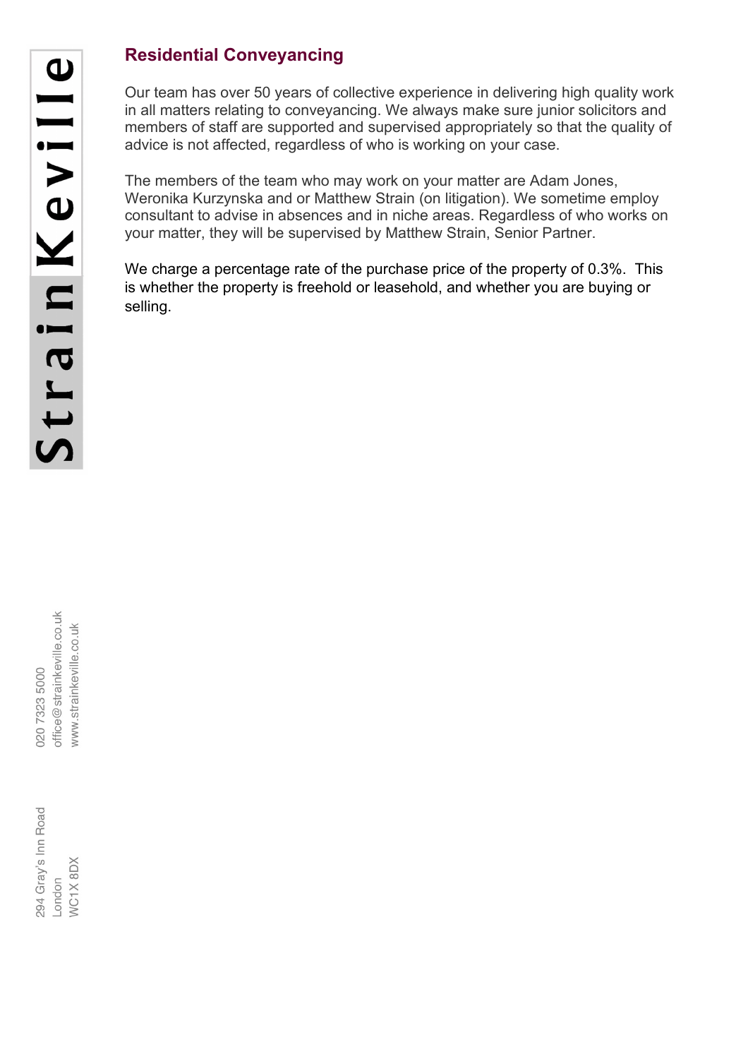## Residential Conveyancing

Our team has over 50 years of collective experience in delivering high quality work in all matters relating to conveyancing. We always make sure junior solicitors and members of staff are supported and supervised appropriately so that the quality of advice is not affected, regardless of who is working on your case.

The members of the team who may work on your matter are Adam Jones, Weronika Kurzynska and or Matthew Strain (on litigation). We sometime employ consultant to advise in absences and in niche areas. Regardless of who works on your matter, they will be supervised by Matthew Strain, Senior Partner.

We charge a percentage rate of the purchase price of the property of 0.3%. This is whether the property is freehold or leasehold, and whether you are buying or selling.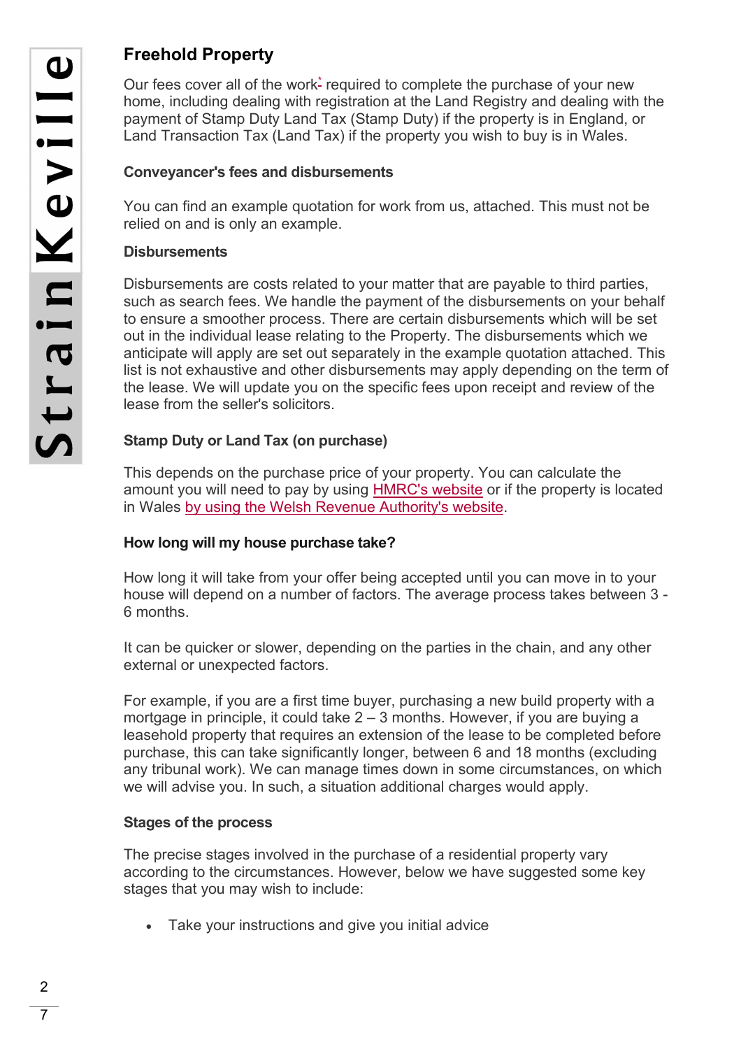## Freehold Property

Our fees cover all of the work* required to complete the purchase of your new home, including dealing with registration at the Land Registry and dealing with the payment of Stamp Duty Land Tax (Stamp Duty) if the property is in England, or Land Transaction Tax (Land Tax) if the property you wish to buy is in Wales.

### Conveyancer's fees and disbursements

You can find an example quotation for work from us, attached. This must not be relied on and is only an example.

### Disbursements

Disbursements are costs related to your matter that are payable to third parties, such as search fees. We handle the payment of the disbursements on your behalf to ensure a smoother process. There are certain disbursements which will be set out in the individual lease relating to the Property. The disbursements which we anticipate will apply are set out separately in the example quotation attached. This list is not exhaustive and other disbursements may apply depending on the term of the lease. We will update you on the specific fees upon receipt and review of the lease from the seller's solicitors.

### Stamp Duty or Land Tax (on purchase)

This depends on the purchase price of your property. You can calculate the amount you will need to pay by using HMRC's website or if the property is located in Wales by using the Welsh Revenue Authority's website.

### How long will my house purchase take?

How long it will take from your offer being accepted until you can move in to your house will depend on a number of factors. The average process takes between 3 - 6 months.

It can be quicker or slower, depending on the parties in the chain, and any other external or unexpected factors.

For example, if you are a first time buyer, purchasing a new build property with a mortgage in principle, it could take 2 – 3 months. However, if you are buying a leasehold property that requires an extension of the lease to be completed before purchase, this can take significantly longer, between 6 and 18 months (excluding any tribunal work). We can manage times down in some circumstances, on which we will advise you. In such, a situation additional charges would apply.

### Stages of the process

The precise stages involved in the purchase of a residential property vary according to the circumstances. However, below we have suggested some key stages that you may wish to include:

- Take your instructions and give you initial advice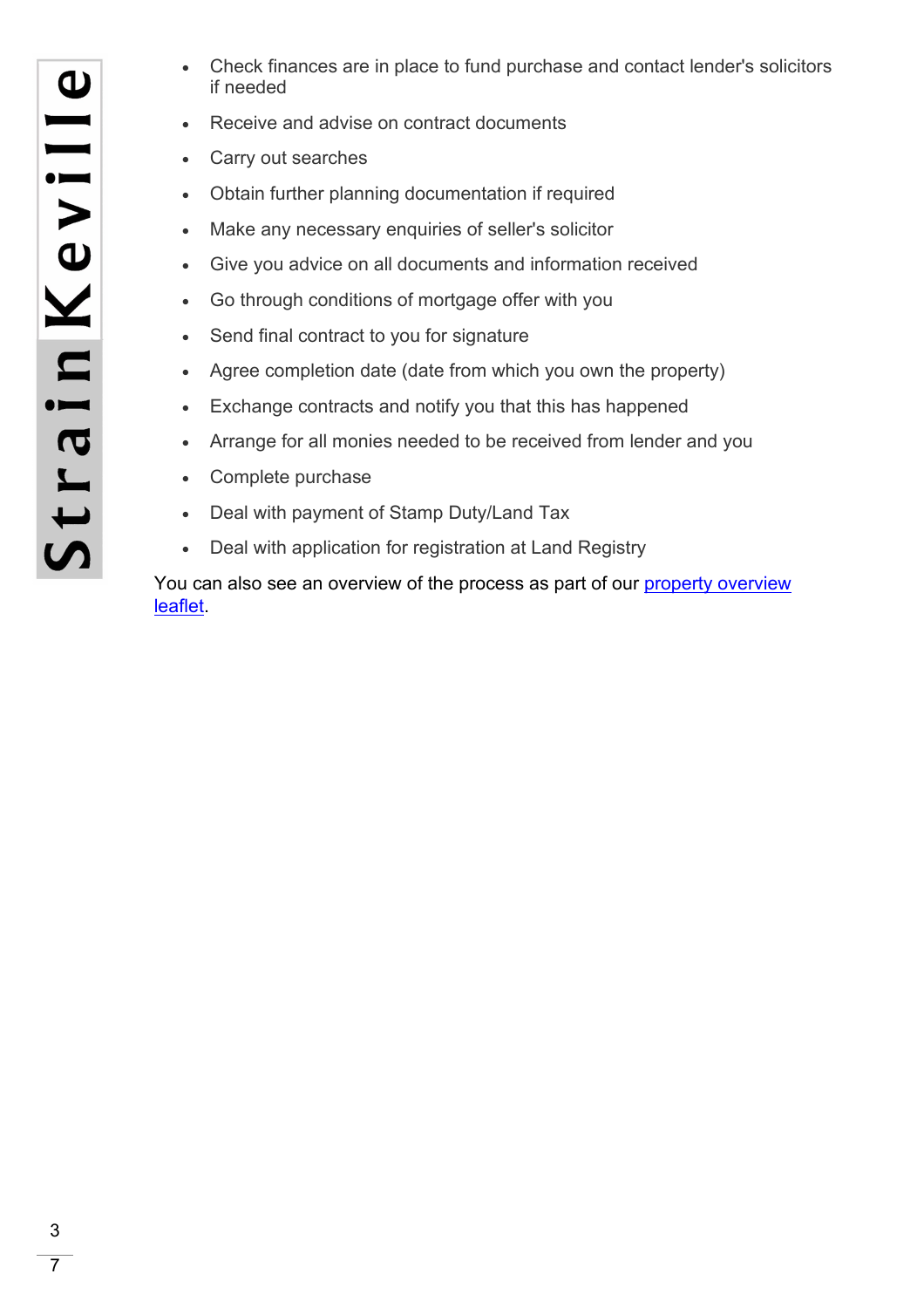- Check finances are in place to fund purchase and contact lender's solicitors if needed
- Receive and advise on contract documents
- Carry out searches
- Obtain further planning documentation if required
- Make any necessary enquiries of seller's solicitor
- Give you advice on all documents and information received
- Go through conditions of mortgage offer with you
- Send final contract to you for signature
- Agree completion date (date from which you own the property)
- Exchange contracts and notify you that this has happened
- Arrange for all monies needed to be received from lender and you
- Complete purchase
- Deal with payment of Stamp Duty/Land Tax
- Deal with application for registration at Land Registry

You can also see an overview of the process as part of our property overview leaflet.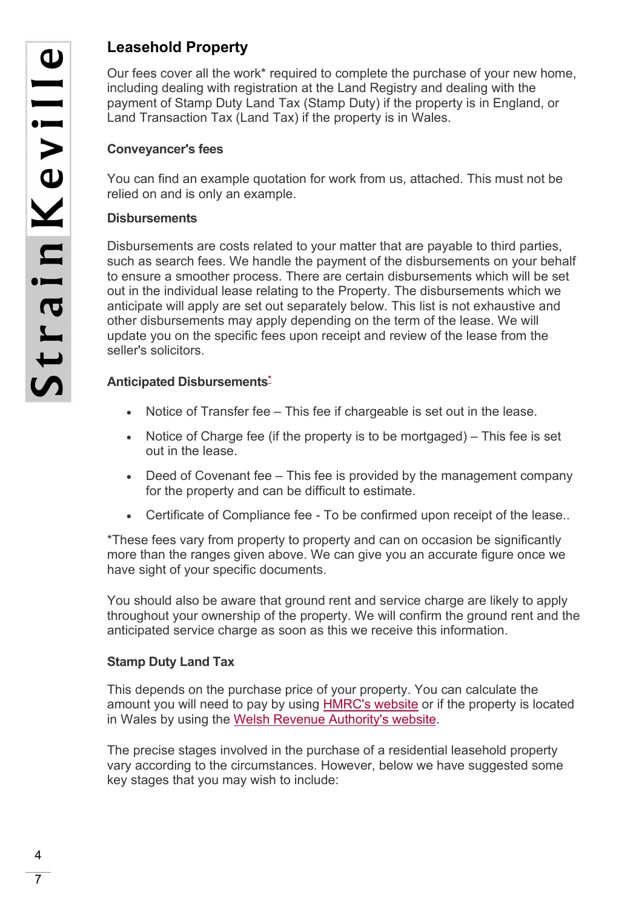## Leasehold Property

Our fees cover all the work* required to complete the purchase of your new home, including dealing with registration at the Land Registry and dealing with the payment of Stamp Duty Land Tax (Stamp Duty) if the property is in England, or Land Transaction Tax (Land Tax) if the property is in Wales.

### Conveyancer's fees

You can find an example quotation for work from us, attached. This must not be relied on and is only an example.

### Disbursements

Disbursements are costs related to your matter that are payable to third parties, such as search fees. We handle the payment of the disbursements on your behalf to ensure a smoother process. There are certain disbursements which will be set out in the individual lease relating to the Property. The disbursements which we anticipate will apply are set out separately below. This list is not exhaustive and other disbursements may apply depending on the term of the lease. We will update you on the specific fees upon receipt and review of the lease from the seller's solicitors.

### Anticipated Disbursements*

- Notice of Transfer fee – This fee if chargeable is set out in the lease.
- Notice of Charge fee (if the property is to be mortgaged) – This fee is set out in the lease.
- Deed of Covenant fee – This fee is provided by the management company for the property and can be difficult to estimate.
- Certificate of Compliance fee - To be confirmed upon receipt of the lease..

*These fees vary from property to property and can on occasion be significantly more than the ranges given above. We can give you an accurate figure once we have sight of your specific documents.

You should also be aware that ground rent and service charge are likely to apply throughout your ownership of the property. We will confirm the ground rent and the anticipated service charge as soon as this we receive this information.

### Stamp Duty Land Tax

This depends on the purchase price of your property. You can calculate the amount you will need to pay by using HMRC's website or if the property is located in Wales by using the Welsh Revenue Authority's website.

The precise stages involved in the purchase of a residential leasehold property vary according to the circumstances. However, below we have suggested some key stages that you may wish to include: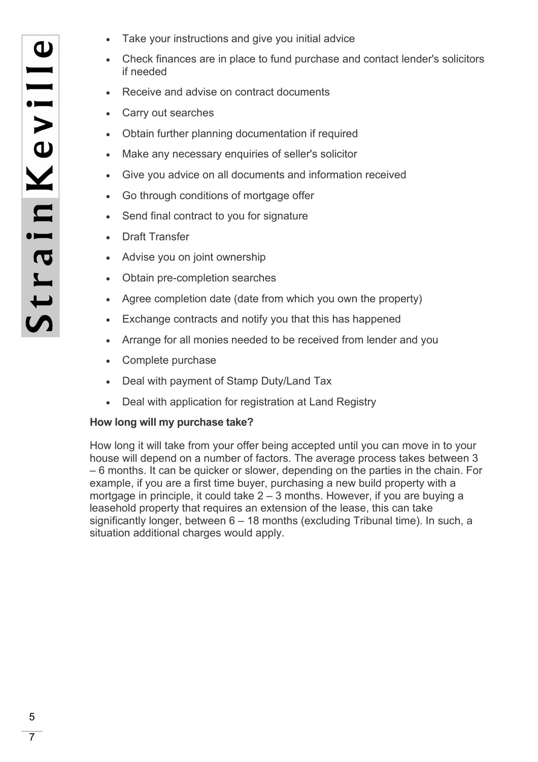- Take your instructions and give you initial advice
- Check finances are in place to fund purchase and contact lender's solicitors if needed
- Receive and advise on contract documents
- Carry out searches
- Obtain further planning documentation if required
- Make any necessary enquiries of seller's solicitor
- Give you advice on all documents and information received
- Go through conditions of mortgage offer
- Send final contract to you for signature
- Draft Transfer
- Advise you on joint ownership
- Obtain pre-completion searches
- Agree completion date (date from which you own the property)
- Exchange contracts and notify you that this has happened
- Arrange for all monies needed to be received from lender and you
- Complete purchase
- Deal with payment of Stamp Duty/Land Tax
- Deal with application for registration at Land Registry

**How long will my purchase take?**

How long it will take from your offer being accepted until you can move in to your house will depend on a number of factors. The average process takes between 3 – 6 months. It can be quicker or slower, depending on the parties in the chain. For example, if you are a first time buyer, purchasing a new build property with a mortgage in principle, it could take 2 – 3 months. However, if you are buying a leasehold property that requires an extension of the lease, this can take significantly longer, between 6 – 18 months (excluding Tribunal time). In such, a situation additional charges would apply.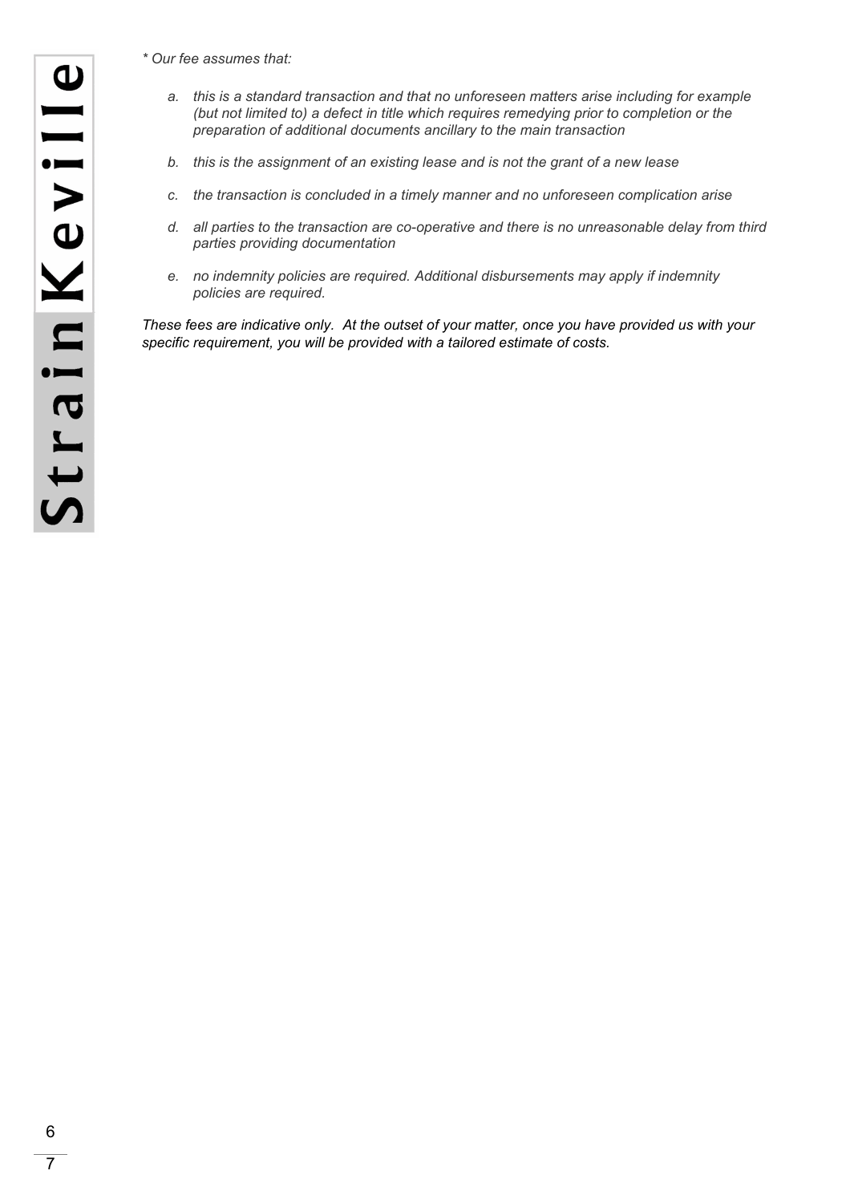*\* Our fee assumes that:*

a. *this is a standard transaction and that no unforeseen matters arise including for example (but not limited to) a defect in title which requires remedying prior to completion or the preparation of additional documents ancillary to the main transaction*

b. *this is the assignment of an existing lease and is not the grant of a new lease*

c. *the transaction is concluded in a timely manner and no unforeseen complication arise*

d. *all parties to the transaction are co-operative and there is no unreasonable delay from third parties providing documentation*

e. *no indemnity policies are required. Additional disbursements may apply if indemnity policies are required.*

*These fees are indicative only. At the outset of your matter, once you have provided us with your specific requirement, you will be provided with a tailored estimate of costs.*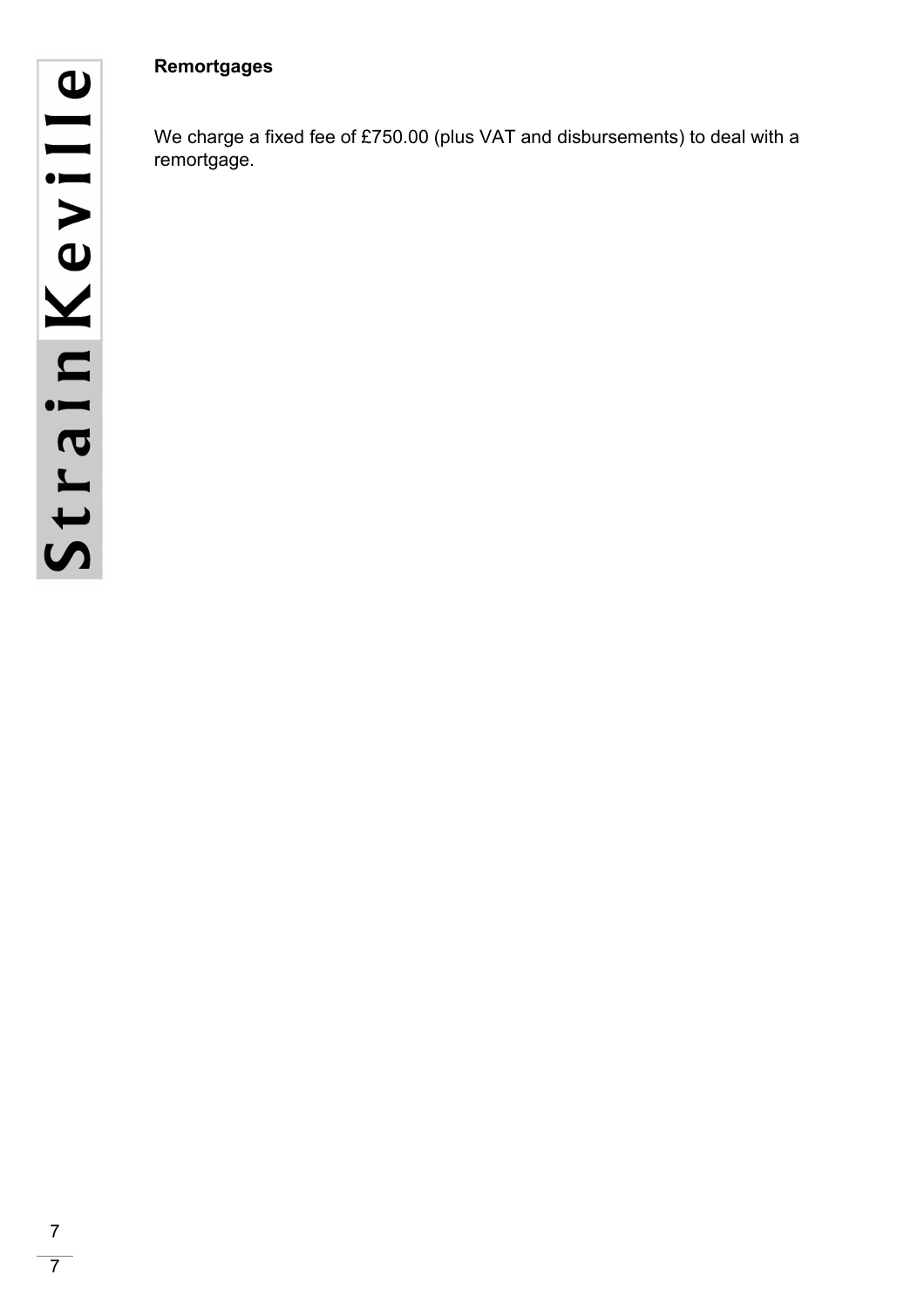**Remortgages**

We charge a fixed fee of £750.00 (plus VAT and disbursements) to deal with a remortgage.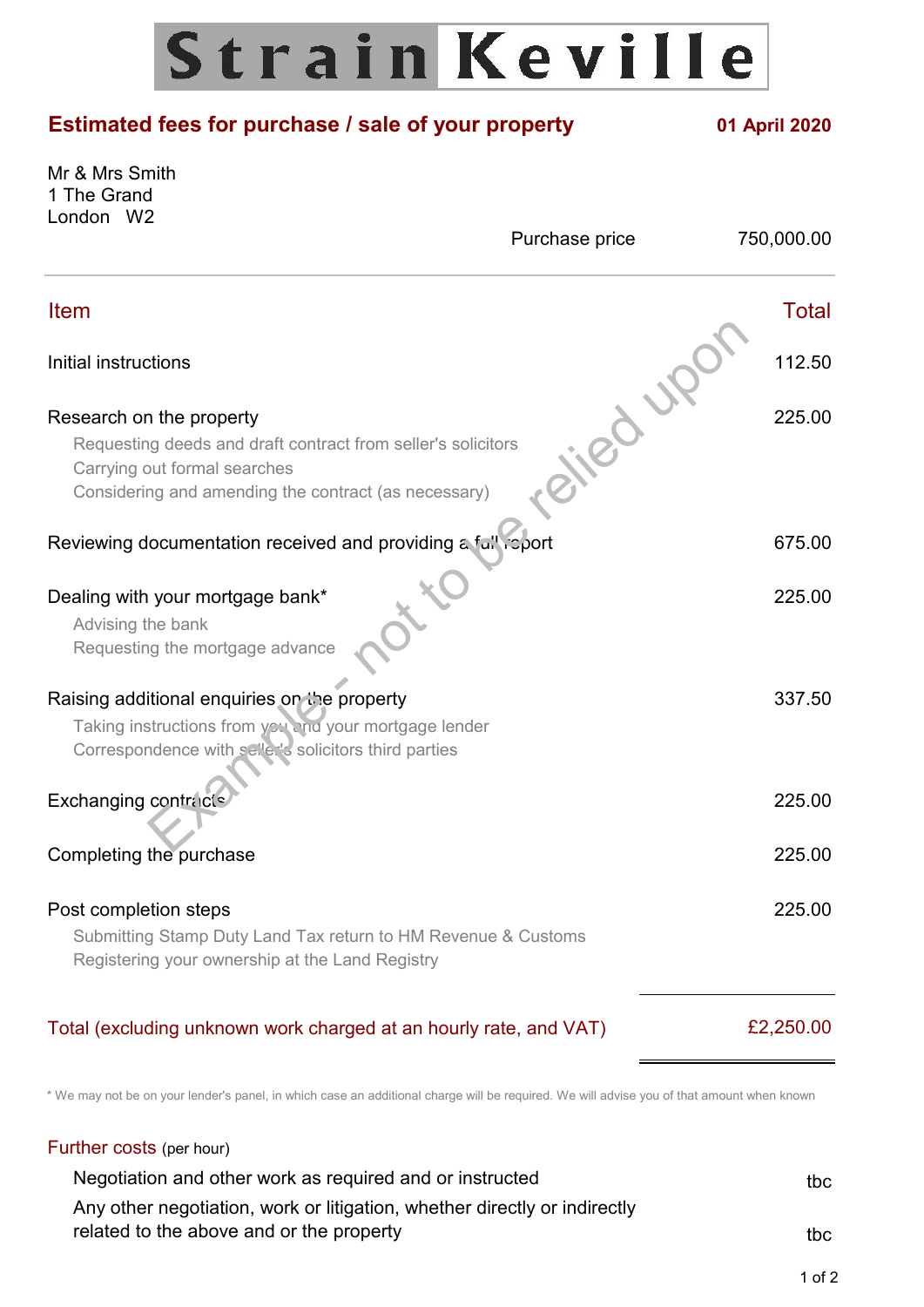# Strain Keville

## Estimated fees for purchase / sale of your property

**01 April 2020**

Mr & Mrs Smith
1 The Grand
London W2

Purchase price 750,000.00

| Item | Total |
|---|---|
| Initial instructions | 112.50 |
| Research on the property<br>Requesting deeds and draft contract from seller's solicitors<br>Carrying out formal searches<br>Considering and amending the contract (as necessary) | 225.00 |
| Reviewing documentation received and providing a full report | 675.00 |
| Dealing with your mortgage bank*<br>Advising the bank<br>Requesting the mortgage advance | 225.00 |
| Raising additional enquiries on the property<br>Taking instructions from you and your mortgage lender<br>Correspondence with seller's solicitors third parties | 337.50 |
| Exchanging contracts | 225.00 |
| Completing the purchase | 225.00 |
| Post completion steps<br>Submitting Stamp Duty Land Tax return to HM Revenue & Customs<br>Registering your ownership at the Land Registry | 225.00 |
| **Total (excluding unknown work charged at an hourly rate, and VAT)** | **£2,250.00** |

\* We may not be on your lender's panel, in which case an additional charge will be required. We will advise you of that amount when known

Example - not to be relied upon

### Further costs (per hour)

| | |
|---|---|
| Negotiation and other work as required and or instructed | tbc |
| Any other negotiation, work or litigation, whether directly or indirectly related to the above and or the property | tbc |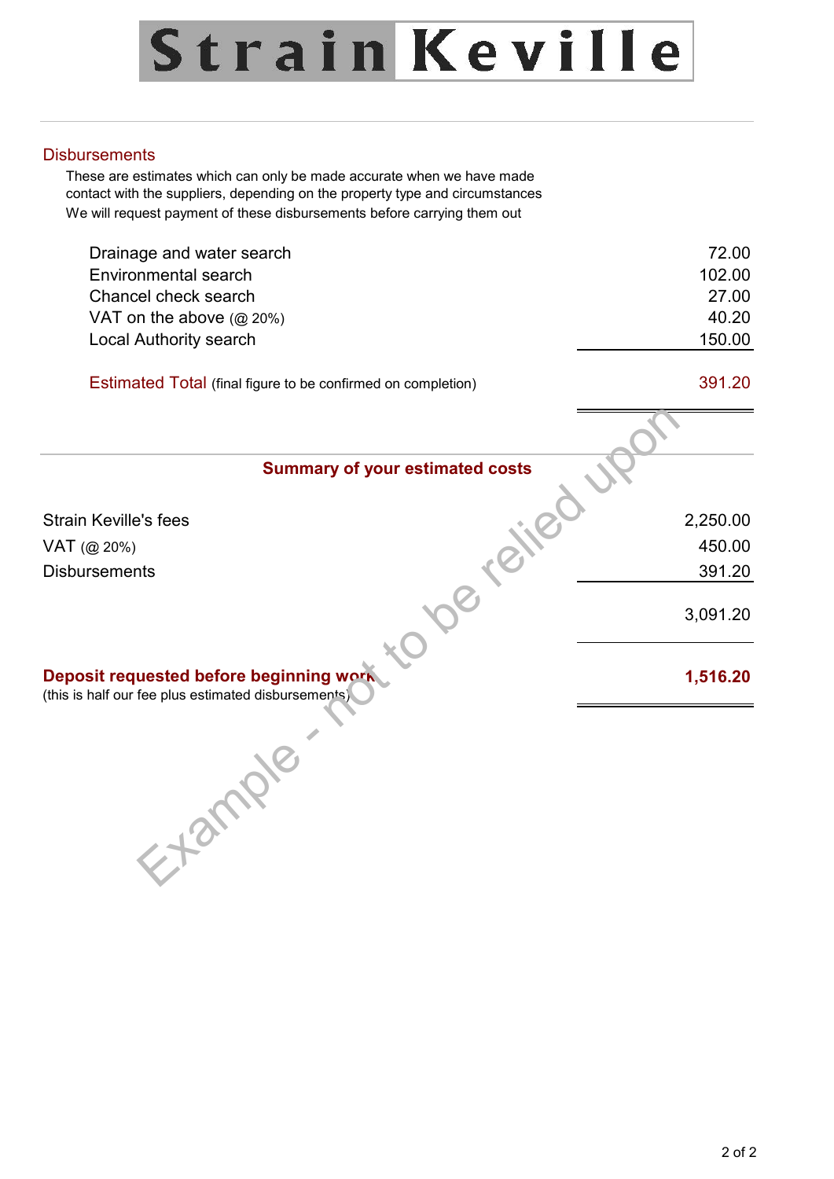Strain Keville

## Disbursements

These are estimates which can only be made accurate when we have made contact with the suppliers, depending on the property type and circumstances
We will request payment of these disbursements before carrying them out

| | |
|---|---|
| Drainage and water search | 72.00 |
| Environmental search | 102.00 |
| Chancel check search | 27.00 |
| VAT on the above (@ 20%) | 40.20 |
| Local Authority search | 150.00 |
| **Estimated Total** (final figure to be confirmed on completion) | **391.20** |

## Summary of your estimated costs

| | |
|---|---|
| Strain Keville's fees | 2,250.00 |
| VAT (@ 20%) | 450.00 |
| Disbursements | 391.20 |
| | 3,091.20 |
| **Deposit requested before beginning work** (this is half our fee plus estimated disbursements) | **1,516.20** |

Example - not to be relied upon